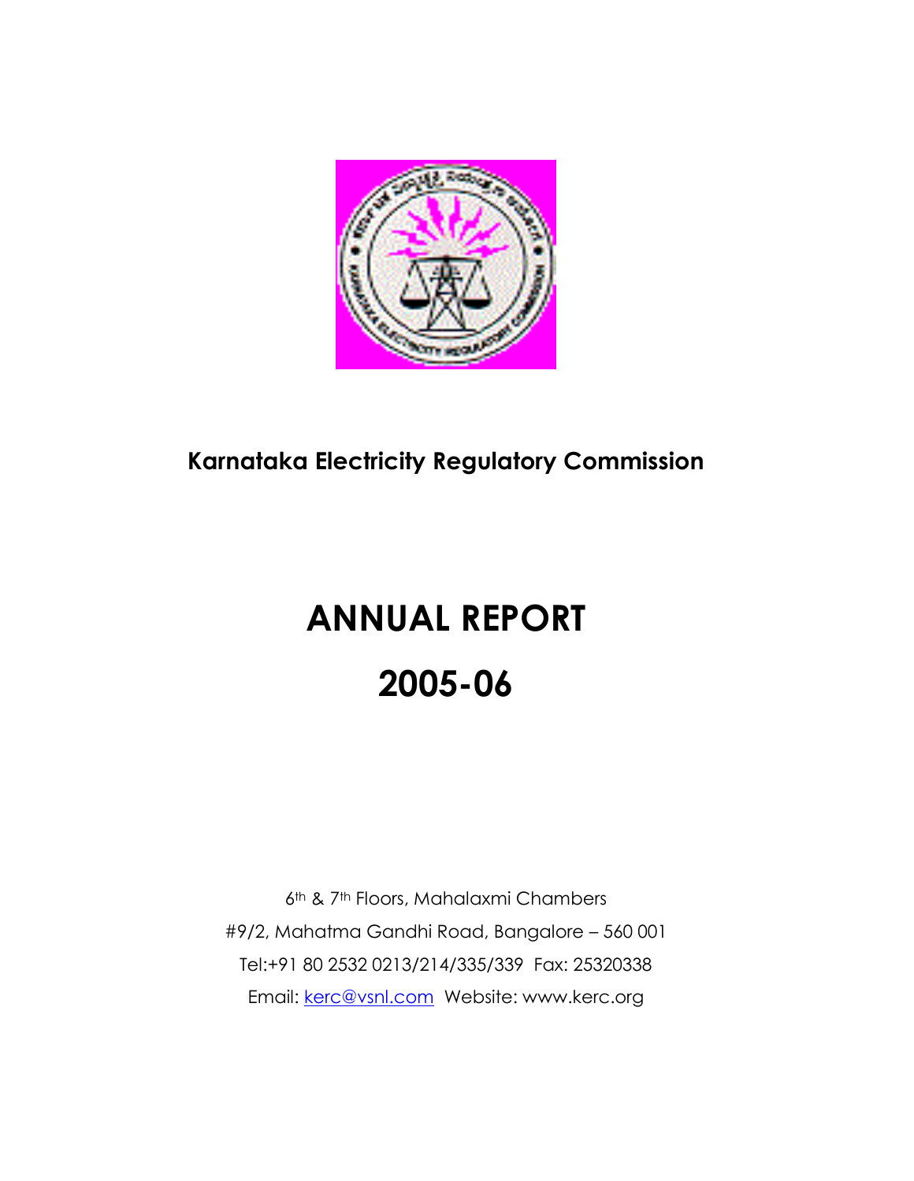**Karnataka Electricity Regulatory Commission**

# ANNUAL REPORT

# 2005-06

6th & 7th Floors, Mahalaxmi Chambers

#9/2, Mahatma Gandhi Road, Bangalore – 560 001

Tel:+91 80 2532 0213/214/335/339 Fax: 25320338

Email: kerc@vsnl.com Website: www.kerc.org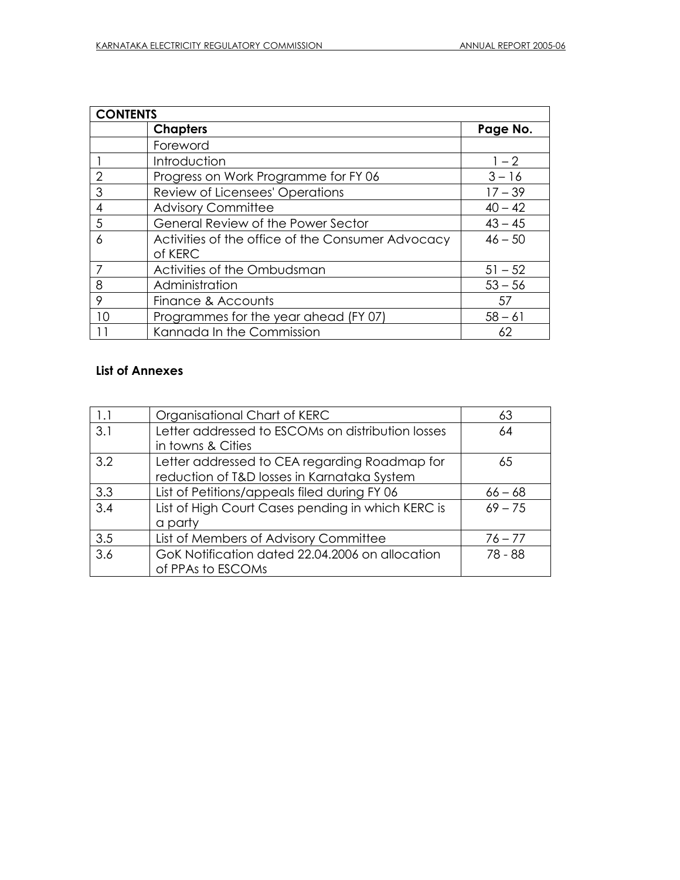| CONTENTS | | |
|---|---|---|
| | **Chapters** | **Page No.** |
| | Foreword | |
| 1 | Introduction | 1 – 2 |
| 2 | Progress on Work Programme for FY 06 | 3 – 16 |
| 3 | Review of Licensees' Operations | 17 – 39 |
| 4 | Advisory Committee | 40 – 42 |
| 5 | General Review of the Power Sector | 43 – 45 |
| 6 | Activities of the office of the Consumer Advocacy of KERC | 46 – 50 |
| 7 | Activities of the Ombudsman | 51 – 52 |
| 8 | Administration | 53 – 56 |
| 9 | Finance & Accounts | 57 |
| 10 | Programmes for the year ahead (FY 07) | 58 – 61 |
| 11 | Kannada In the Commission | 62 |

**List of Annexes**

| | | |
|---|---|---|
| 1.1 | Organisational Chart of KERC | 63 |
| 3.1 | Letter addressed to ESCOMs on distribution losses in towns & Cities | 64 |
| 3.2 | Letter addressed to CEA regarding Roadmap for reduction of T&D losses in Karnataka System | 65 |
| 3.3 | List of Petitions/appeals filed during FY 06 | 66 – 68 |
| 3.4 | List of High Court Cases pending in which KERC is a party | 69 – 75 |
| 3.5 | List of Members of Advisory Committee | 76 – 77 |
| 3.6 | GoK Notification dated 22.04.2006 on allocation of PPAs to ESCOMs | 78 - 88 |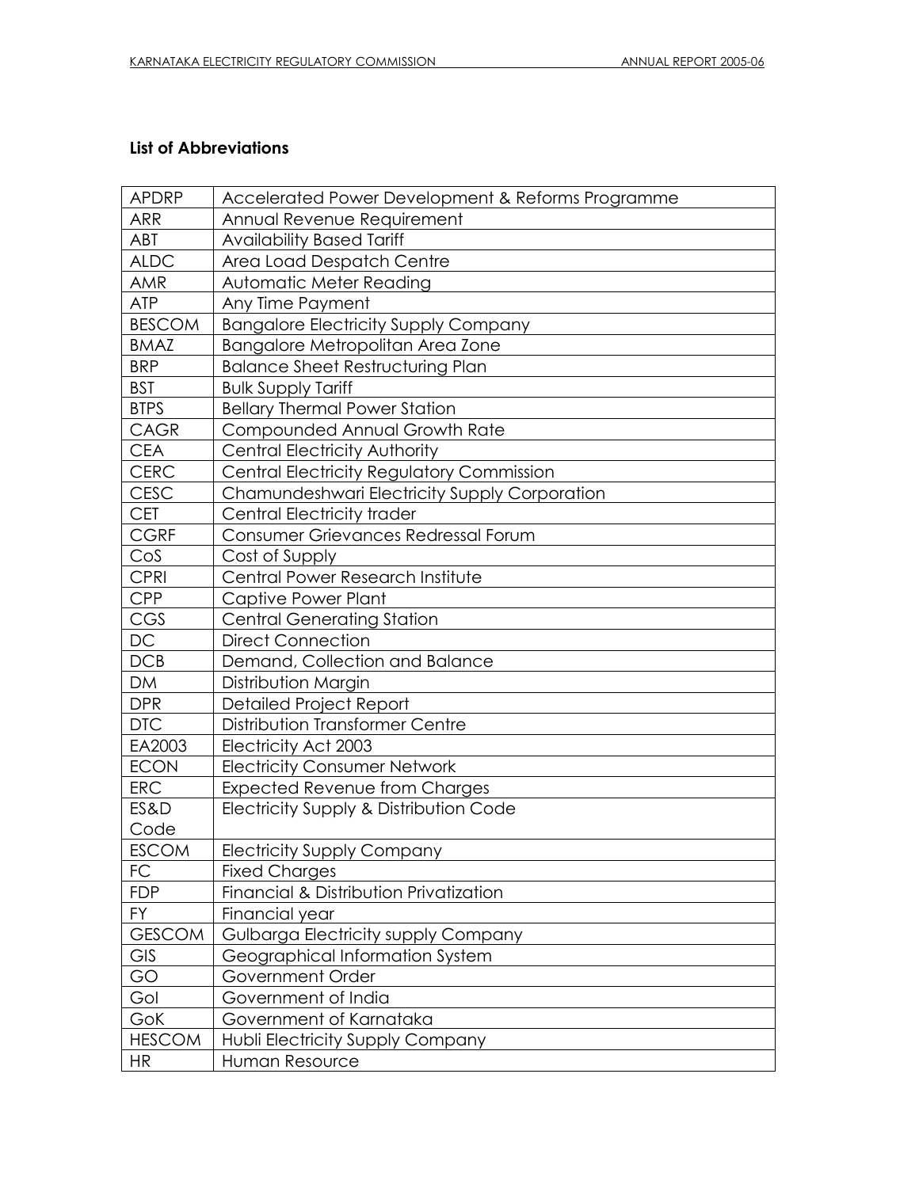**List of Abbreviations**

| | |
|---|---|
| APDRP | Accelerated Power Development & Reforms Programme |
| ARR | Annual Revenue Requirement |
| ABT | Availability Based Tariff |
| ALDC | Area Load Despatch Centre |
| AMR | Automatic Meter Reading |
| ATP | Any Time Payment |
| BESCOM | Bangalore Electricity Supply Company |
| BMAZ | Bangalore Metropolitan Area Zone |
| BRP | Balance Sheet Restructuring Plan |
| BST | Bulk Supply Tariff |
| BTPS | Bellary Thermal Power Station |
| CAGR | Compounded Annual Growth Rate |
| CEA | Central Electricity Authority |
| CERC | Central Electricity Regulatory Commission |
| CESC | Chamundeshwari Electricity Supply Corporation |
| CET | Central Electricity trader |
| CGRF | Consumer Grievances Redressal Forum |
| CoS | Cost of Supply |
| CPRI | Central Power Research Institute |
| CPP | Captive Power Plant |
| CGS | Central Generating Station |
| DC | Direct Connection |
| DCB | Demand, Collection and Balance |
| DM | Distribution Margin |
| DPR | Detailed Project Report |
| DTC | Distribution Transformer Centre |
| EA2003 | Electricity Act 2003 |
| ECON | Electricity Consumer Network |
| ERC | Expected Revenue from Charges |
| ES&D Code | Electricity Supply & Distribution Code |
| ESCOM | Electricity Supply Company |
| FC | Fixed Charges |
| FDP | Financial & Distribution Privatization |
| FY | Financial year |
| GESCOM | Gulbarga Electricity supply Company |
| GIS | Geographical Information System |
| GO | Government Order |
| GoI | Government of India |
| GoK | Government of Karnataka |
| HESCOM | Hubli Electricity Supply Company |
| HR | Human Resource |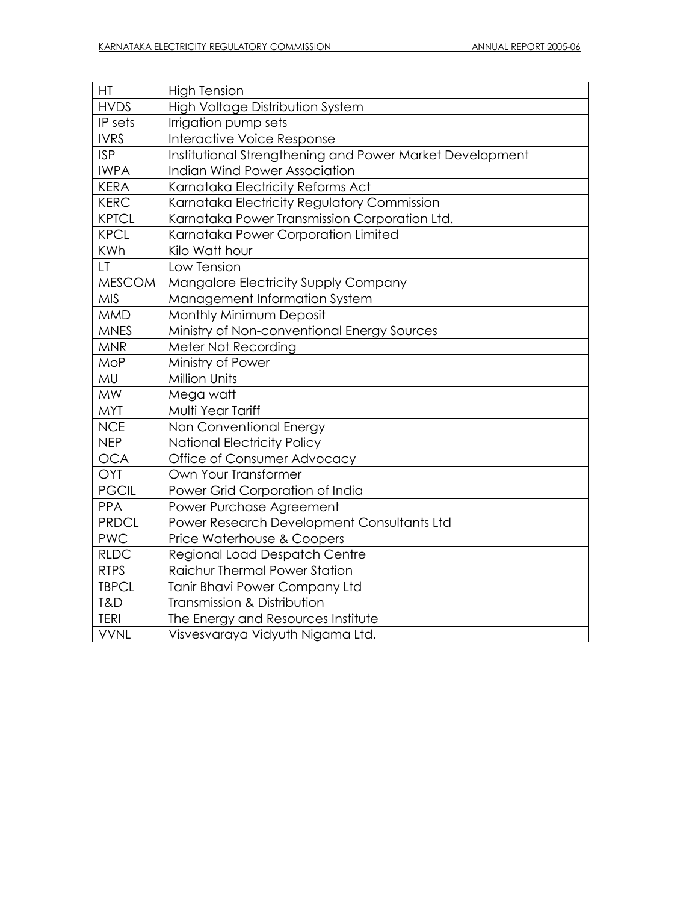| HT | High Tension |
|---|---|
| HVDS | High Voltage Distribution System |
| IP sets | Irrigation pump sets |
| IVRS | Interactive Voice Response |
| ISP | Institutional Strengthening and Power Market Development |
| IWPA | Indian Wind Power Association |
| KERA | Karnataka Electricity Reforms Act |
| KERC | Karnataka Electricity Regulatory Commission |
| KPTCL | Karnataka Power Transmission Corporation Ltd. |
| KPCL | Karnataka Power Corporation Limited |
| KWh | Kilo Watt hour |
| LT | Low Tension |
| MESCOM | Mangalore Electricity Supply Company |
| MIS | Management Information System |
| MMD | Monthly Minimum Deposit |
| MNES | Ministry of Non-conventional Energy Sources |
| MNR | Meter Not Recording |
| MoP | Ministry of Power |
| MU | Million Units |
| MW | Mega watt |
| MYT | Multi Year Tariff |
| NCE | Non Conventional Energy |
| NEP | National Electricity Policy |
| OCA | Office of Consumer Advocacy |
| OYT | Own Your Transformer |
| PGCIL | Power Grid Corporation of India |
| PPA | Power Purchase Agreement |
| PRDCL | Power Research Development Consultants Ltd |
| PWC | Price Waterhouse & Coopers |
| RLDC | Regional Load Despatch Centre |
| RTPS | Raichur Thermal Power Station |
| TBPCL | Tanir Bhavi Power Company Ltd |
| T&D | Transmission & Distribution |
| TERI | The Energy and Resources Institute |
| VVNL | Visvesvaraya Vidyuth Nigama Ltd. |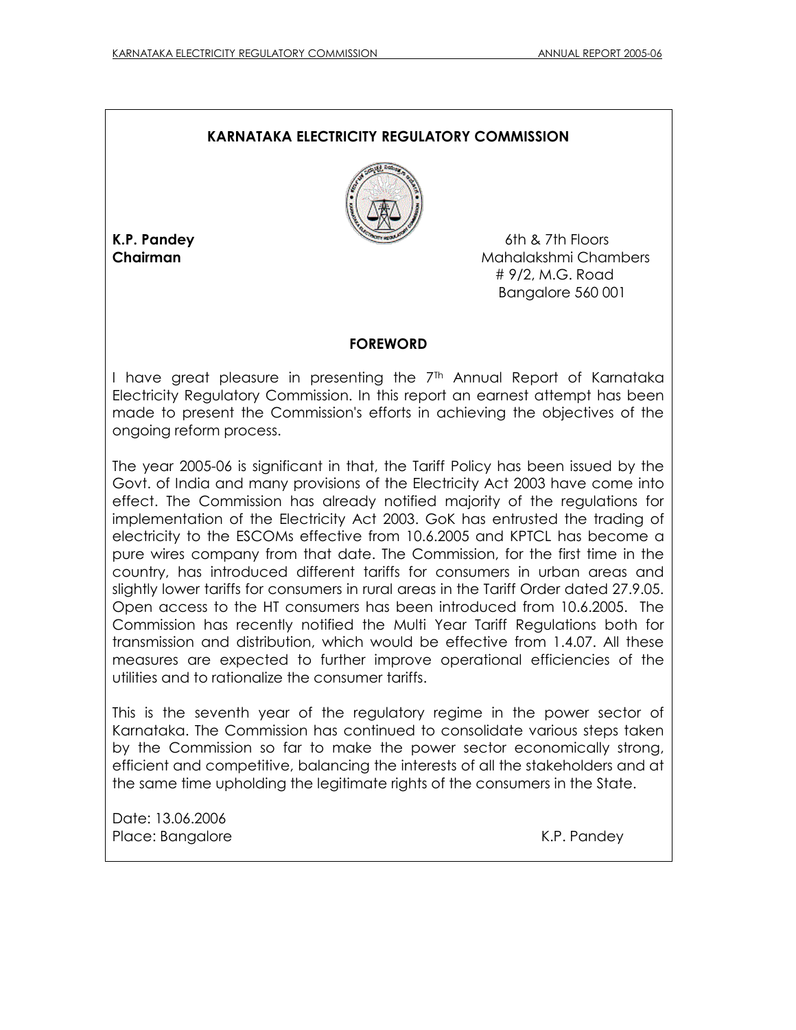## KARNATAKA ELECTRICITY REGULATORY COMMISSION

**K.P. Pandey**
**Chairman**

6th & 7th Floors
Mahalakshmi Chambers
# 9/2, M.G. Road
Bangalore 560 001

### FOREWORD

I have great pleasure in presenting the 7[Th] Annual Report of Karnataka Electricity Regulatory Commission. In this report an earnest attempt has been made to present the Commission's efforts in achieving the objectives of the ongoing reform process.

The year 2005-06 is significant in that, the Tariff Policy has been issued by the Govt. of India and many provisions of the Electricity Act 2003 have come into effect. The Commission has already notified majority of the regulations for implementation of the Electricity Act 2003. GoK has entrusted the trading of electricity to the ESCOMs effective from 10.6.2005 and KPTCL has become a pure wires company from that date. The Commission, for the first time in the country, has introduced different tariffs for consumers in urban areas and slightly lower tariffs for consumers in rural areas in the Tariff Order dated 27.9.05. Open access to the HT consumers has been introduced from 10.6.2005. The Commission has recently notified the Multi Year Tariff Regulations both for transmission and distribution, which would be effective from 1.4.07. All these measures are expected to further improve operational efficiencies of the utilities and to rationalize the consumer tariffs.

This is the seventh year of the regulatory regime in the power sector of Karnataka. The Commission has continued to consolidate various steps taken by the Commission so far to make the power sector economically strong, efficient and competitive, balancing the interests of all the stakeholders and at the same time upholding the legitimate rights of the consumers in the State.

Date: 13.06.2006
Place: Bangalore

K.P. Pandey